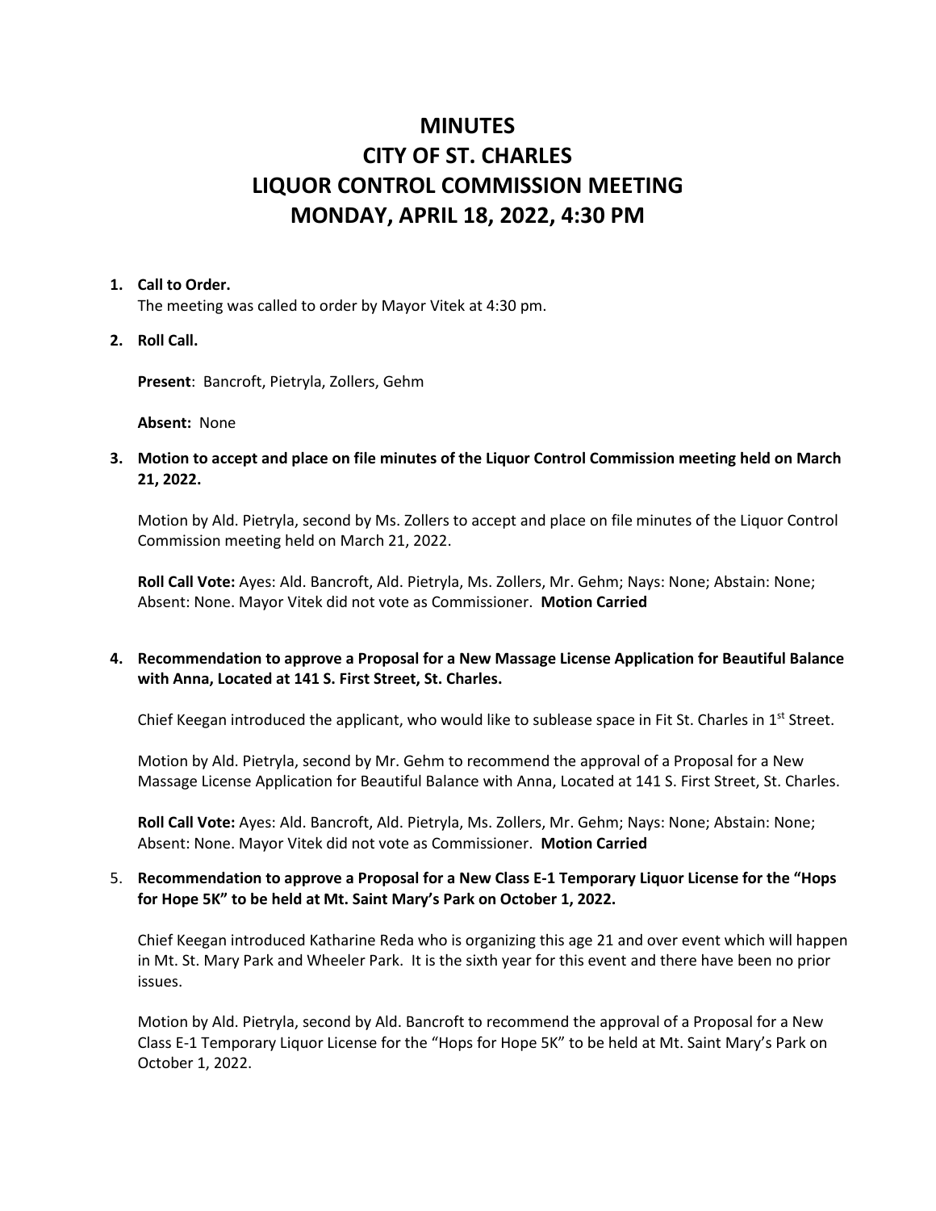# MINUTES
# CITY OF ST. CHARLES
# LIQUOR CONTROL COMMISSION MEETING
# MONDAY, APRIL 18, 2022, 4:30 PM

1. **Call to Order.**
   The meeting was called to order by Mayor Vitek at 4:30 pm.

2. **Roll Call.**

   **Present**: Bancroft, Pietryla, Zollers, Gehm

   **Absent:** None

3. **Motion to accept and place on file minutes of the Liquor Control Commission meeting held on March 21, 2022.**

   Motion by Ald. Pietryla, second by Ms. Zollers to accept and place on file minutes of the Liquor Control Commission meeting held on March 21, 2022.

   **Roll Call Vote:** Ayes: Ald. Bancroft, Ald. Pietryla, Ms. Zollers, Mr. Gehm; Nays: None; Abstain: None; Absent: None. Mayor Vitek did not vote as Commissioner. **Motion Carried**

4. **Recommendation to approve a Proposal for a New Massage License Application for Beautiful Balance with Anna, Located at 141 S. First Street, St. Charles.**

   Chief Keegan introduced the applicant, who would like to sublease space in Fit St. Charles in 1st Street.

   Motion by Ald. Pietryla, second by Mr. Gehm to recommend the approval of a Proposal for a New Massage License Application for Beautiful Balance with Anna, Located at 141 S. First Street, St. Charles.

   **Roll Call Vote:** Ayes: Ald. Bancroft, Ald. Pietryla, Ms. Zollers, Mr. Gehm; Nays: None; Abstain: None; Absent: None. Mayor Vitek did not vote as Commissioner. **Motion Carried**

5. **Recommendation to approve a Proposal for a New Class E-1 Temporary Liquor License for the "Hops for Hope 5K" to be held at Mt. Saint Mary's Park on October 1, 2022.**

   Chief Keegan introduced Katharine Reda who is organizing this age 21 and over event which will happen in Mt. St. Mary Park and Wheeler Park. It is the sixth year for this event and there have been no prior issues.

   Motion by Ald. Pietryla, second by Ald. Bancroft to recommend the approval of a Proposal for a New Class E-1 Temporary Liquor License for the "Hops for Hope 5K" to be held at Mt. Saint Mary's Park on October 1, 2022.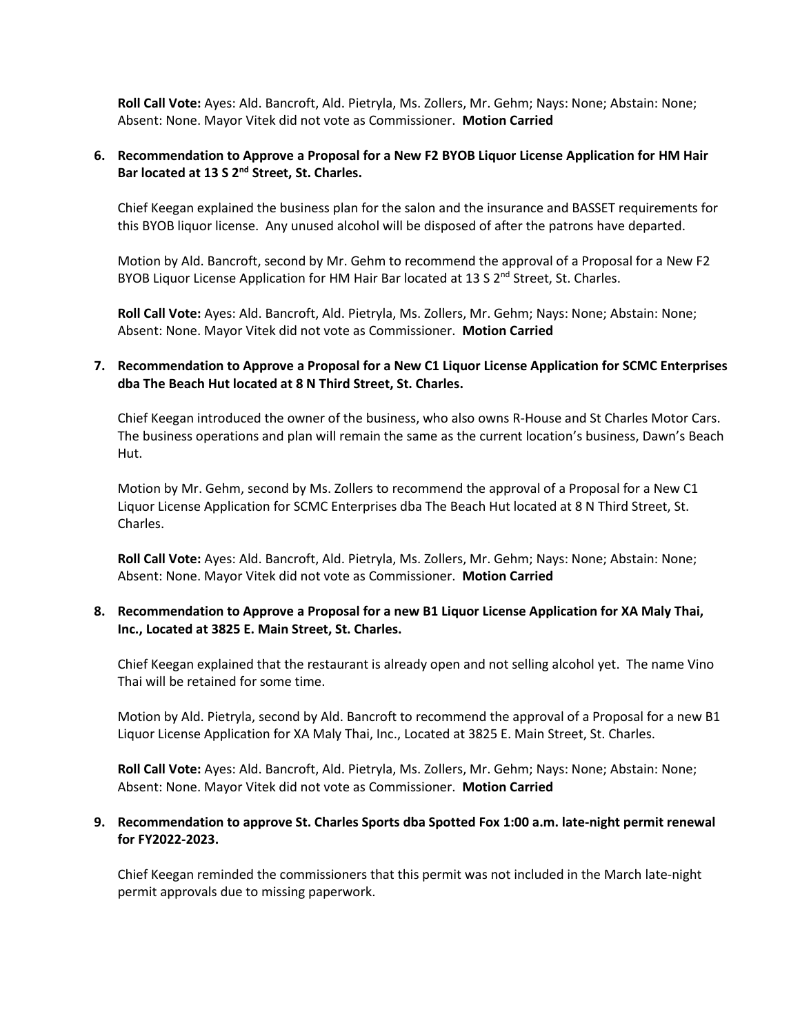**Roll Call Vote:** Ayes: Ald. Bancroft, Ald. Pietryla, Ms. Zollers, Mr. Gehm; Nays: None; Abstain: None; Absent: None. Mayor Vitek did not vote as Commissioner. **Motion Carried**

6. **Recommendation to Approve a Proposal for a New F2 BYOB Liquor License Application for HM Hair Bar located at 13 S 2nd Street, St. Charles.**

   Chief Keegan explained the business plan for the salon and the insurance and BASSET requirements for this BYOB liquor license. Any unused alcohol will be disposed of after the patrons have departed.

   Motion by Ald. Bancroft, second by Mr. Gehm to recommend the approval of a Proposal for a New F2 BYOB Liquor License Application for HM Hair Bar located at 13 S 2nd Street, St. Charles.

   **Roll Call Vote:** Ayes: Ald. Bancroft, Ald. Pietryla, Ms. Zollers, Mr. Gehm; Nays: None; Abstain: None; Absent: None. Mayor Vitek did not vote as Commissioner. **Motion Carried**

7. **Recommendation to Approve a Proposal for a New C1 Liquor License Application for SCMC Enterprises dba The Beach Hut located at 8 N Third Street, St. Charles.**

   Chief Keegan introduced the owner of the business, who also owns R-House and St Charles Motor Cars. The business operations and plan will remain the same as the current location's business, Dawn's Beach Hut.

   Motion by Mr. Gehm, second by Ms. Zollers to recommend the approval of a Proposal for a New C1 Liquor License Application for SCMC Enterprises dba The Beach Hut located at 8 N Third Street, St. Charles.

   **Roll Call Vote:** Ayes: Ald. Bancroft, Ald. Pietryla, Ms. Zollers, Mr. Gehm; Nays: None; Abstain: None; Absent: None. Mayor Vitek did not vote as Commissioner. **Motion Carried**

8. **Recommendation to Approve a Proposal for a new B1 Liquor License Application for XA Maly Thai, Inc., Located at 3825 E. Main Street, St. Charles.**

   Chief Keegan explained that the restaurant is already open and not selling alcohol yet. The name Vino Thai will be retained for some time.

   Motion by Ald. Pietryla, second by Ald. Bancroft to recommend the approval of a Proposal for a new B1 Liquor License Application for XA Maly Thai, Inc., Located at 3825 E. Main Street, St. Charles.

   **Roll Call Vote:** Ayes: Ald. Bancroft, Ald. Pietryla, Ms. Zollers, Mr. Gehm; Nays: None; Abstain: None; Absent: None. Mayor Vitek did not vote as Commissioner. **Motion Carried**

9. **Recommendation to approve St. Charles Sports dba Spotted Fox 1:00 a.m. late-night permit renewal for FY2022-2023.**

   Chief Keegan reminded the commissioners that this permit was not included in the March late-night permit approvals due to missing paperwork.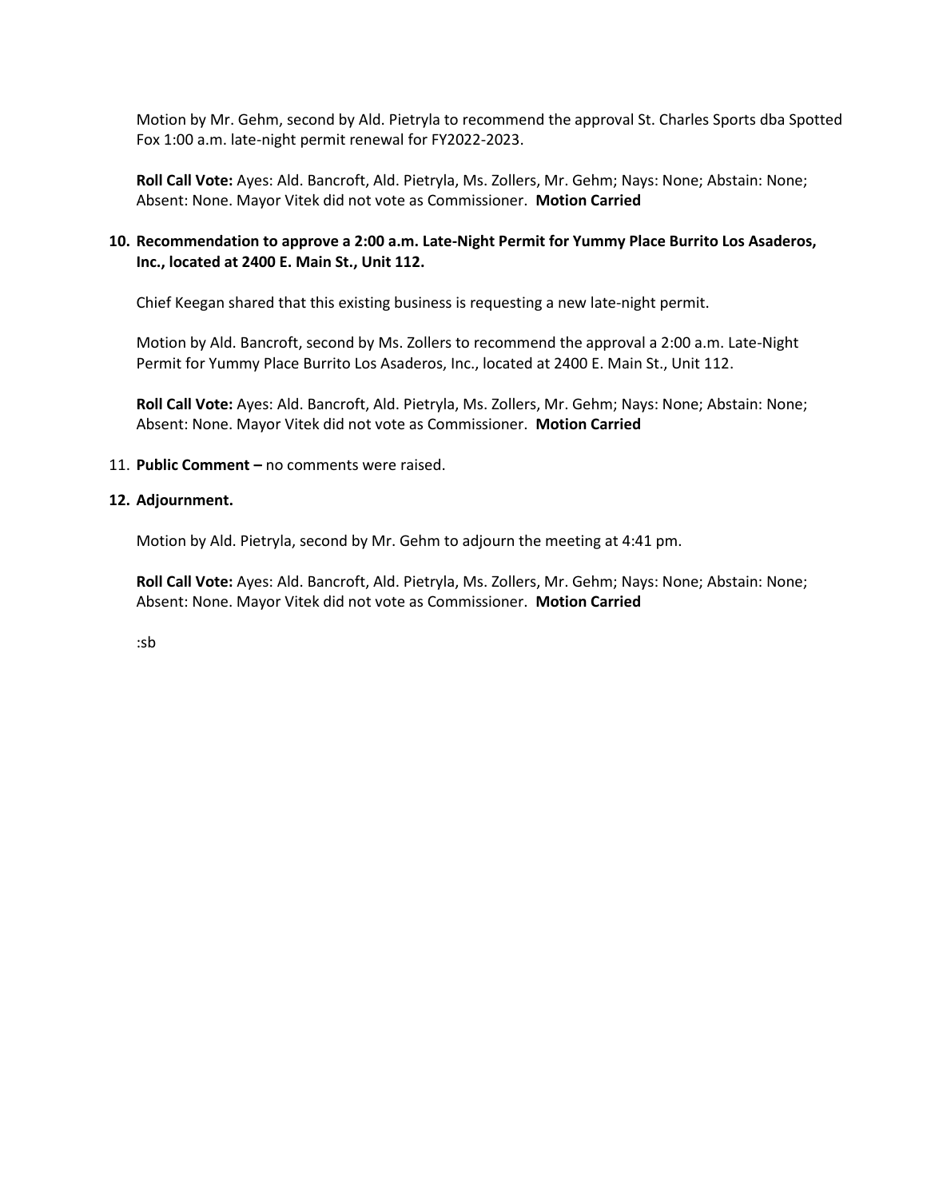Motion by Mr. Gehm, second by Ald. Pietryla to recommend the approval St. Charles Sports dba Spotted Fox 1:00 a.m. late-night permit renewal for FY2022-2023.

**Roll Call Vote:** Ayes: Ald. Bancroft, Ald. Pietryla, Ms. Zollers, Mr. Gehm; Nays: None; Abstain: None; Absent: None. Mayor Vitek did not vote as Commissioner. **Motion Carried**

**10. Recommendation to approve a 2:00 a.m. Late-Night Permit for Yummy Place Burrito Los Asaderos, Inc., located at 2400 E. Main St., Unit 112.**

Chief Keegan shared that this existing business is requesting a new late-night permit.

Motion by Ald. Bancroft, second by Ms. Zollers to recommend the approval a 2:00 a.m. Late-Night Permit for Yummy Place Burrito Los Asaderos, Inc., located at 2400 E. Main St., Unit 112.

**Roll Call Vote:** Ayes: Ald. Bancroft, Ald. Pietryla, Ms. Zollers, Mr. Gehm; Nays: None; Abstain: None; Absent: None. Mayor Vitek did not vote as Commissioner. **Motion Carried**

11. **Public Comment –** no comments were raised.

**12. Adjournment.**

Motion by Ald. Pietryla, second by Mr. Gehm to adjourn the meeting at 4:41 pm.

**Roll Call Vote:** Ayes: Ald. Bancroft, Ald. Pietryla, Ms. Zollers, Mr. Gehm; Nays: None; Abstain: None; Absent: None. Mayor Vitek did not vote as Commissioner. **Motion Carried**

:sb